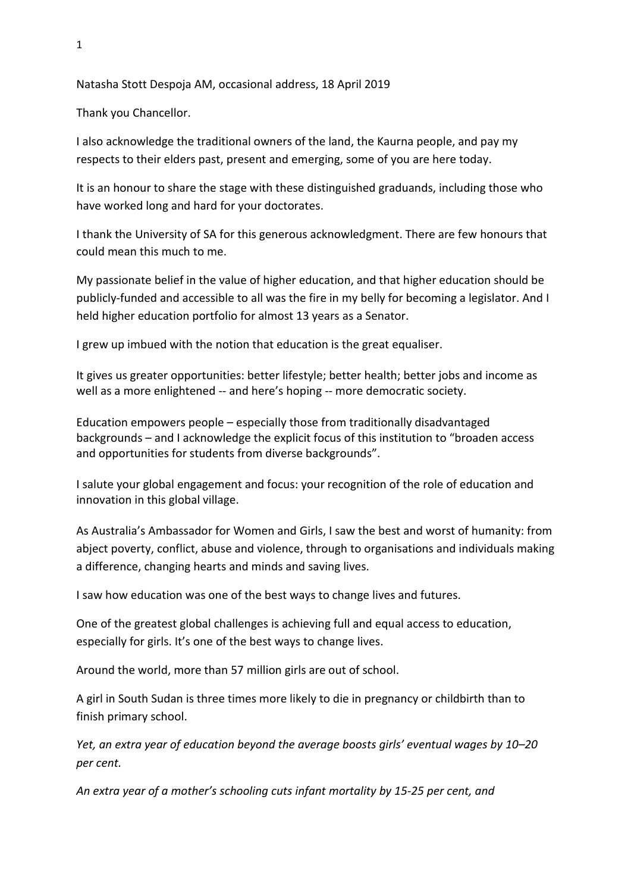Natasha Stott Despoja AM, occasional address, 18 April 2019

Thank you Chancellor.

I also acknowledge the traditional owners of the land, the Kaurna people, and pay my respects to their elders past, present and emerging, some of you are here today.

It is an honour to share the stage with these distinguished graduands, including those who have worked long and hard for your doctorates.

I thank the University of SA for this generous acknowledgment. There are few honours that could mean this much to me.

My passionate belief in the value of higher education, and that higher education should be publicly-funded and accessible to all was the fire in my belly for becoming a legislator. And I held higher education portfolio for almost 13 years as a Senator.

I grew up imbued with the notion that education is the great equaliser.

It gives us greater opportunities: better lifestyle; better health; better jobs and income as well as a more enlightened -- and here's hoping -- more democratic society.

Education empowers people – especially those from traditionally disadvantaged backgrounds – and I acknowledge the explicit focus of this institution to "broaden access and opportunities for students from diverse backgrounds".

I salute your global engagement and focus: your recognition of the role of education and innovation in this global village.

As Australia's Ambassador for Women and Girls, I saw the best and worst of humanity: from abject poverty, conflict, abuse and violence, through to organisations and individuals making a difference, changing hearts and minds and saving lives.

I saw how education was one of the best ways to change lives and futures.

One of the greatest global challenges is achieving full and equal access to education, especially for girls. It's one of the best ways to change lives.

Around the world, more than 57 million girls are out of school.

A girl in South Sudan is three times more likely to die in pregnancy or childbirth than to finish primary school.

*Yet, an extra year of education beyond the average boosts girls' eventual wages by 10–20 per cent.*

*An extra year of a mother's schooling cuts infant mortality by 15-25 per cent, and*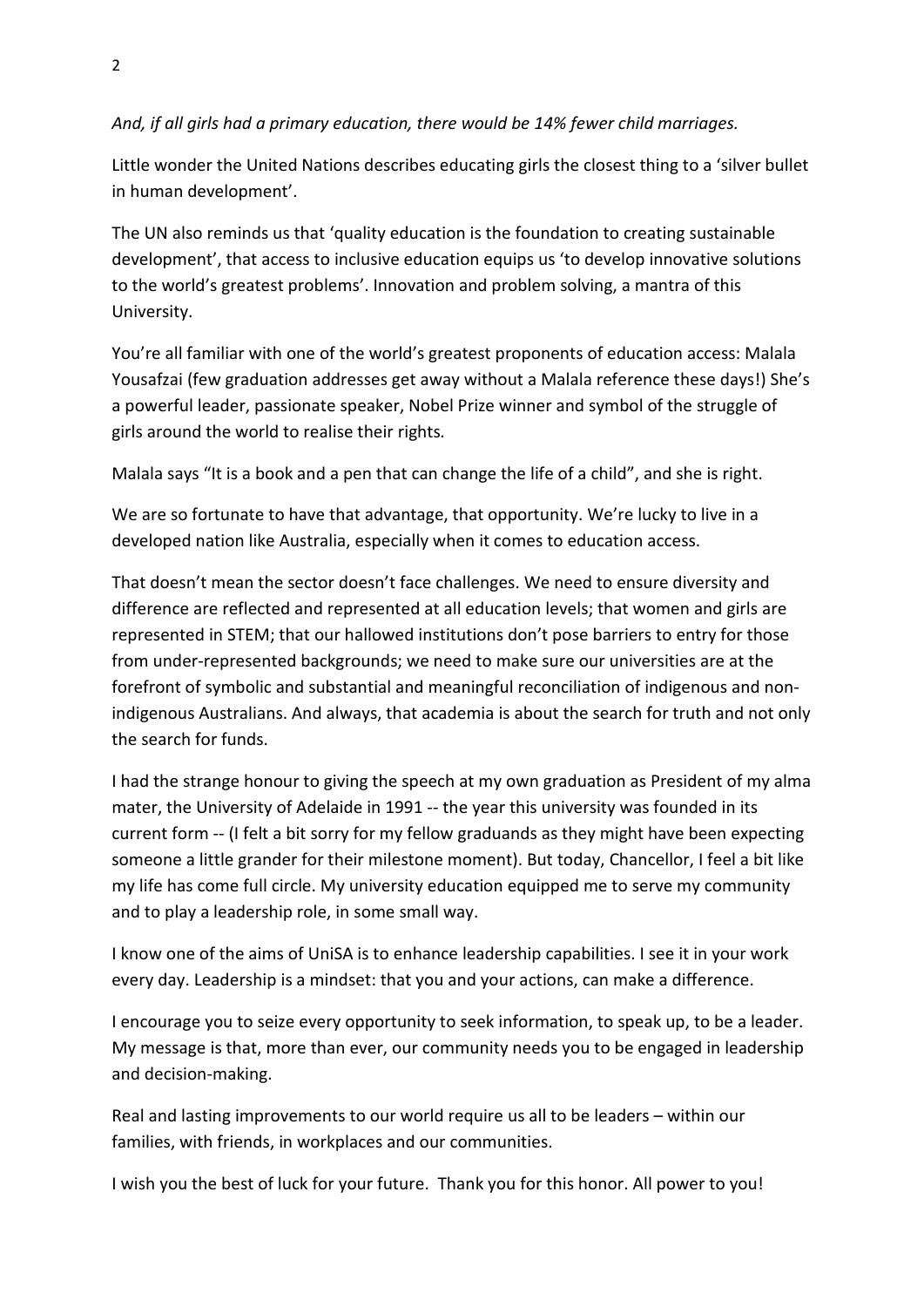*And, if all girls had a primary education, there would be 14% fewer child marriages.*

Little wonder the United Nations describes educating girls the closest thing to a 'silver bullet in human development'.

The UN also reminds us that 'quality education is the foundation to creating sustainable development', that access to inclusive education equips us 'to develop innovative solutions to the world's greatest problems'. Innovation and problem solving, a mantra of this University.

You're all familiar with one of the world's greatest proponents of education access: Malala Yousafzai (few graduation addresses get away without a Malala reference these days!) She's a powerful leader, passionate speaker, Nobel Prize winner and symbol of the struggle of girls around the world to realise their rights.

Malala says "It is a book and a pen that can change the life of a child", and she is right.

We are so fortunate to have that advantage, that opportunity. We're lucky to live in a developed nation like Australia, especially when it comes to education access.

That doesn't mean the sector doesn't face challenges. We need to ensure diversity and difference are reflected and represented at all education levels; that women and girls are represented in STEM; that our hallowed institutions don't pose barriers to entry for those from under-represented backgrounds; we need to make sure our universities are at the forefront of symbolic and substantial and meaningful reconciliation of indigenous and non-indigenous Australians. And always, that academia is about the search for truth and not only the search for funds.

I had the strange honour to giving the speech at my own graduation as President of my alma mater, the University of Adelaide in 1991 -- the year this university was founded in its current form -- (I felt a bit sorry for my fellow graduands as they might have been expecting someone a little grander for their milestone moment). But today, Chancellor, I feel a bit like my life has come full circle. My university education equipped me to serve my community and to play a leadership role, in some small way.

I know one of the aims of UniSA is to enhance leadership capabilities. I see it in your work every day. Leadership is a mindset: that you and your actions, can make a difference.

I encourage you to seize every opportunity to seek information, to speak up, to be a leader. My message is that, more than ever, our community needs you to be engaged in leadership and decision-making.

Real and lasting improvements to our world require us all to be leaders – within our families, with friends, in workplaces and our communities.

I wish you the best of luck for your future. Thank you for this honor. All power to you!